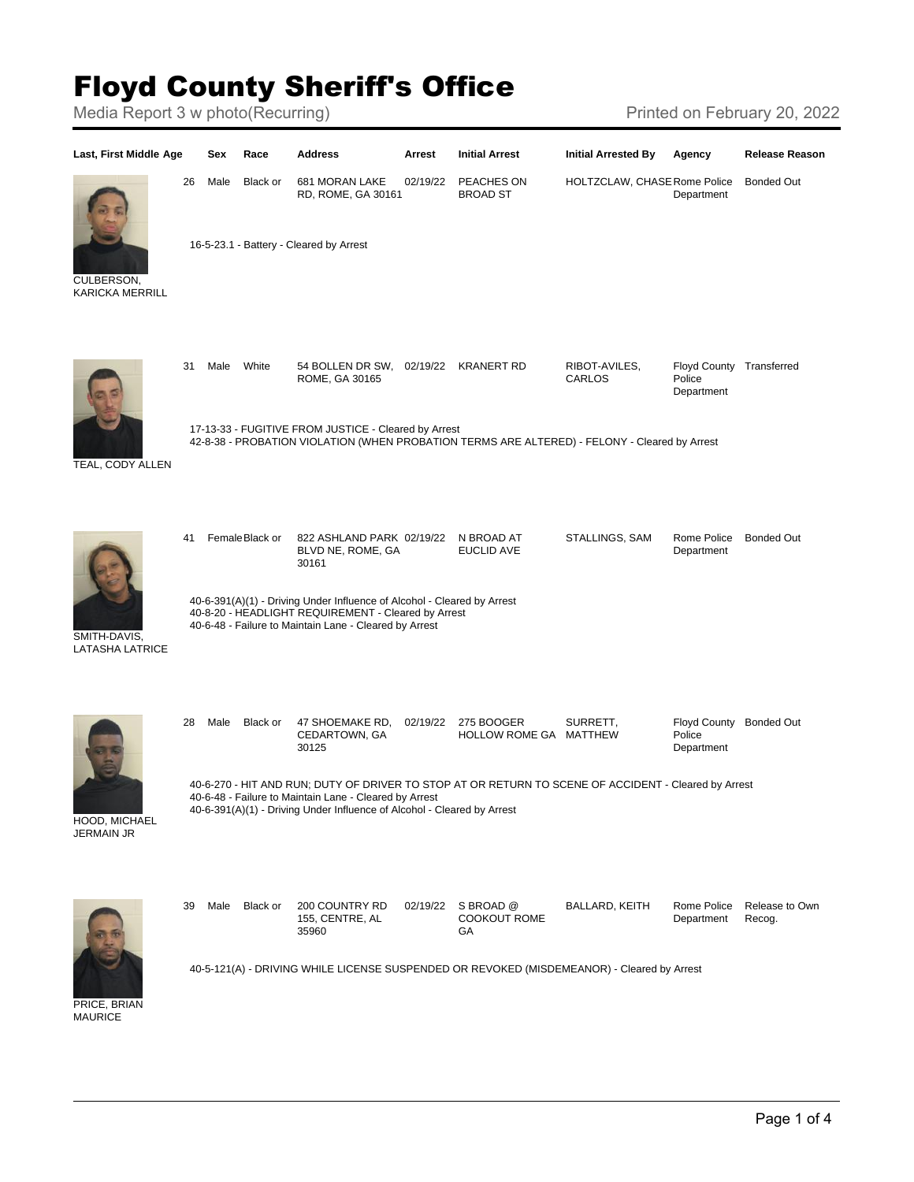# Floyd County Sheriff's Office

Media Report 3 w photo(Recurring)

Printed on February 20, 2022

| Last, First Middle | Age | Sex | Race | Address | Arrest | Initial Arrest | Initial Arrested By | Agency | Release Reason |
|---|---|---|---|---|---|---|---|---|---|
| CULBERSON, KARICKA MERRILL | 26 | Male | Black or | 681 MORAN LAKE RD, ROME, GA 30161 | 02/19/22 | PEACHES ON BROAD ST | HOLTZCLAW, CHASE | Rome Police Department | Bonded Out |
| | 16-5-23.1 - Battery - Cleared by Arrest | | | | | | | | |
| TEAL, CODY ALLEN | 31 | Male | White | 54 BOLLEN DR SW, ROME, GA 30165 | 02/19/22 | KRANERT RD | RIBOT-AVILES, CARLOS | Floyd County Police Department | Transferred |
| | 17-13-33 - FUGITIVE FROM JUSTICE - Cleared by Arrest<br>42-8-38 - PROBATION VIOLATION (WHEN PROBATION TERMS ARE ALTERED) - FELONY - Cleared by Arrest | | | | | | | | |
| SMITH-DAVIS, LATASHA LATRICE | 41 | Female | Black or | 822 ASHLAND PARK BLVD NE, ROME, GA 30161 | 02/19/22 | N BROAD AT EUCLID AVE | STALLINGS, SAM | Rome Police Department | Bonded Out |
| | 40-6-391(A)(1) - Driving Under Influence of Alcohol - Cleared by Arrest<br>40-8-20 - HEADLIGHT REQUIREMENT - Cleared by Arrest<br>40-6-48 - Failure to Maintain Lane - Cleared by Arrest | | | | | | | | |
| HOOD, MICHAEL JERMAIN JR | 28 | Male | Black or | 47 SHOEMAKE RD, CEDARTOWN, GA 30125 | 02/19/22 | 275 BOOGER HOLLOW ROME GA | SURRETT, MATTHEW | Floyd County Police Department | Bonded Out |
| | 40-6-270 - HIT AND RUN; DUTY OF DRIVER TO STOP AT OR RETURN TO SCENE OF ACCIDENT - Cleared by Arrest<br>40-6-48 - Failure to Maintain Lane - Cleared by Arrest<br>40-6-391(A)(1) - Driving Under Influence of Alcohol - Cleared by Arrest | | | | | | | | |
| PRICE, BRIAN MAURICE | 39 | Male | Black or | 200 COUNTRY RD 155, CENTRE, AL 35960 | 02/19/22 | S BROAD @ COOKOUT ROME GA | BALLARD, KEITH | Rome Police Department | Release to Own Recog. |
| | 40-5-121(A) - DRIVING WHILE LICENSE SUSPENDED OR REVOKED (MISDEMEANOR) - Cleared by Arrest | | | | | | | | |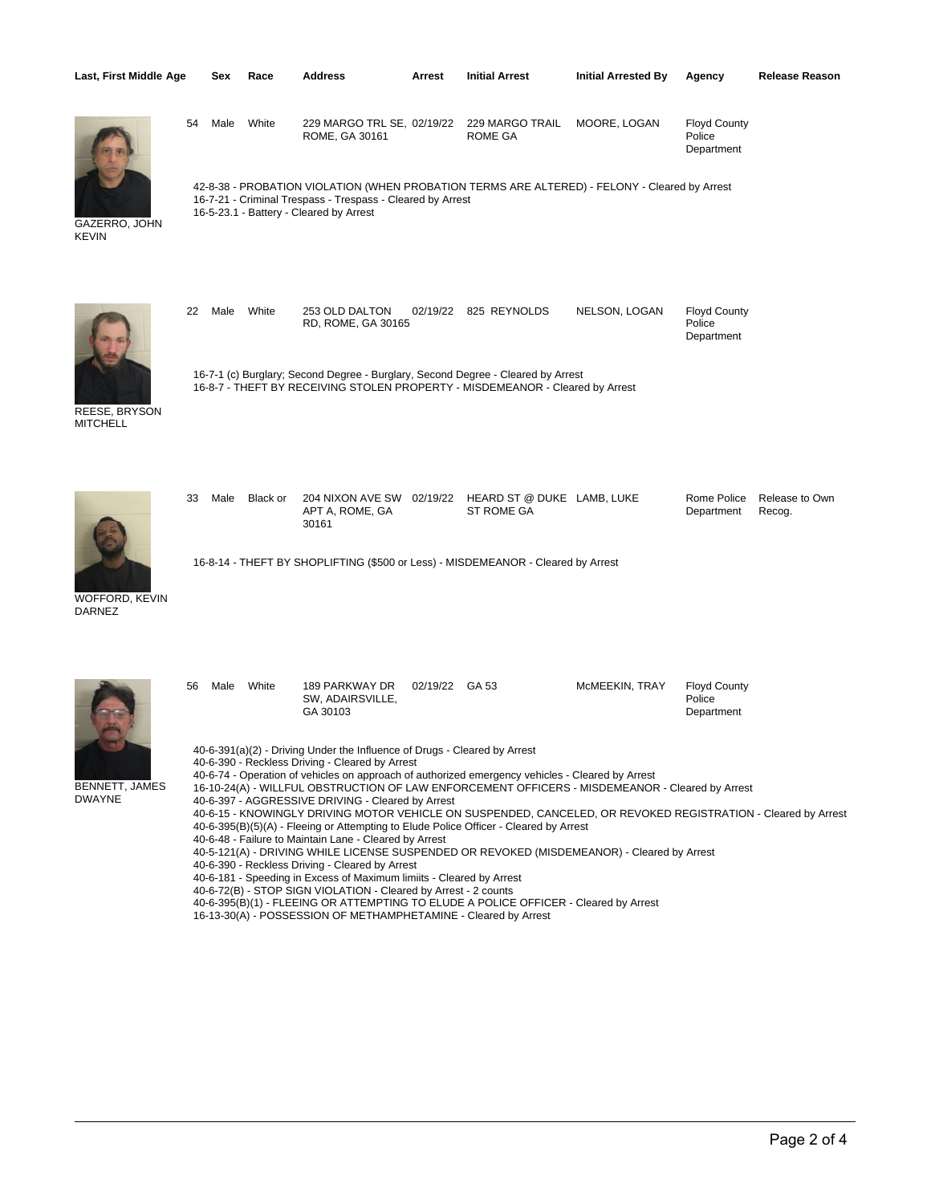| Last, First Middle | Age | Sex | Race | Address | Arrest | Initial Arrest | Initial Arrested By | Agency | Release Reason |
|---|---|---|---|---|---|---|---|---|---|
| GAZERRO, JOHN KEVIN | 54 | Male | White | 229 MARGO TRL SE, ROME, GA 30161 | 02/19/22 | 229 MARGO TRAIL ROME GA | MOORE, LOGAN | Floyd County Police Department | |

42-8-38 - PROBATION VIOLATION (WHEN PROBATION TERMS ARE ALTERED) - FELONY - Cleared by Arrest
16-7-21 - Criminal Trespass - Trespass - Cleared by Arrest
16-5-23.1 - Battery - Cleared by Arrest

| Last, First Middle | Age | Sex | Race | Address | Arrest | Initial Arrest | Initial Arrested By | Agency | Release Reason |
|---|---|---|---|---|---|---|---|---|---|
| REESE, BRYSON MITCHELL | 22 | Male | White | 253 OLD DALTON RD, ROME, GA 30165 | 02/19/22 | 825 REYNOLDS | NELSON, LOGAN | Floyd County Police Department | |

16-7-1 (c) Burglary; Second Degree - Burglary, Second Degree - Cleared by Arrest
16-8-7 - THEFT BY RECEIVING STOLEN PROPERTY - MISDEMEANOR - Cleared by Arrest

| Last, First Middle | Age | Sex | Race | Address | Arrest | Initial Arrest | Initial Arrested By | Agency | Release Reason |
|---|---|---|---|---|---|---|---|---|---|
| WOFFORD, KEVIN DARNEZ | 33 | Male | Black or | 204 NIXON AVE SW APT A, ROME, GA 30161 | 02/19/22 | HEARD ST @ DUKE ST ROME GA | LAMB, LUKE | Rome Police Department | Release to Own Recog. |

16-8-14 - THEFT BY SHOPLIFTING ($500 or Less) - MISDEMEANOR - Cleared by Arrest

| Last, First Middle | Age | Sex | Race | Address | Arrest | Initial Arrest | Initial Arrested By | Agency | Release Reason |
|---|---|---|---|---|---|---|---|---|---|
| BENNETT, JAMES DWAYNE | 56 | Male | White | 189 PARKWAY DR SW, ADAIRSVILLE, GA 30103 | 02/19/22 | GA 53 | McMEEKIN, TRAY | Floyd County Police Department | |

40-6-391(a)(2) - Driving Under the Influence of Drugs - Cleared by Arrest
40-6-390 - Reckless Driving - Cleared by Arrest
40-6-74 - Operation of vehicles on approach of authorized emergency vehicles - Cleared by Arrest
16-10-24(A) - WILLFUL OBSTRUCTION OF LAW ENFORCEMENT OFFICERS - MISDEMEANOR - Cleared by Arrest
40-6-397 - AGGRESSIVE DRIVING - Cleared by Arrest
40-6-15 - KNOWINGLY DRIVING MOTOR VEHICLE ON SUSPENDED, CANCELED, OR REVOKED REGISTRATION - Cleared by Arrest
40-6-395(B)(5)(A) - Fleeing or Attempting to Elude Police Officer - Cleared by Arrest
40-6-48 - Failure to Maintain Lane - Cleared by Arrest
40-5-121(A) - DRIVING WHILE LICENSE SUSPENDED OR REVOKED (MISDEMEANOR) - Cleared by Arrest
40-6-390 - Reckless Driving - Cleared by Arrest
40-6-181 - Speeding in Excess of Maximum limiits - Cleared by Arrest
40-6-72(B) - STOP SIGN VIOLATION - Cleared by Arrest - 2 counts
40-6-395(B)(1) - FLEEING OR ATTEMPTING TO ELUDE A POLICE OFFICER - Cleared by Arrest
16-13-30(A) - POSSESSION OF METHAMPHETAMINE - Cleared by Arrest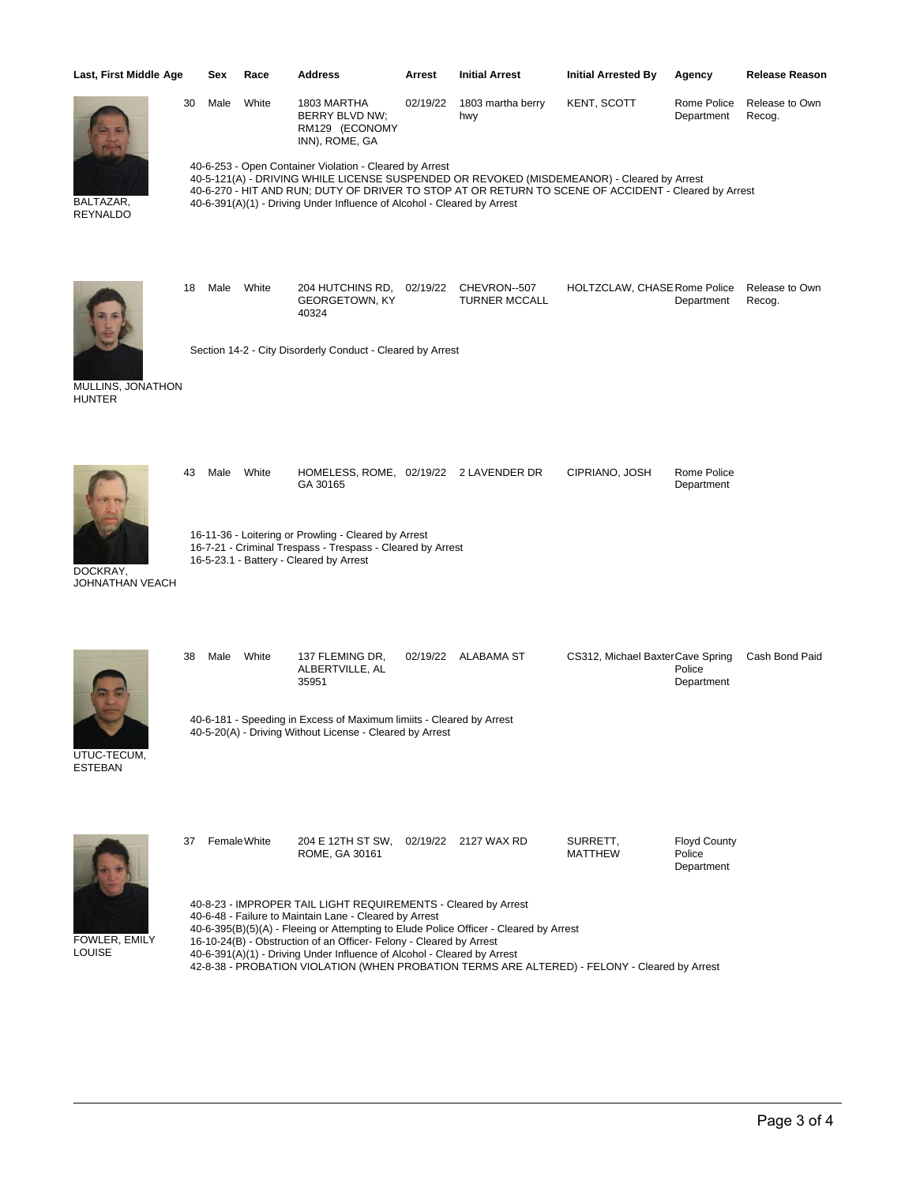| Last, First Middle | Age | Sex | Race | Address | Arrest | Initial Arrest | Initial Arrested By | Agency | Release Reason |
| --- | --- | --- | --- | --- | --- | --- | --- | --- | --- |
| BALTAZAR, REYNALDO | 30 | Male | White | 1803 MARTHA BERRY BLVD NW; RM129 (ECONOMY INN), ROME, GA | 02/19/22 | 1803 martha berry hwy | KENT, SCOTT | Rome Police Department | Release to Own Recog. |

40-6-253 - Open Container Violation - Cleared by Arrest
40-5-121(A) - DRIVING WHILE LICENSE SUSPENDED OR REVOKED (MISDEMEANOR) - Cleared by Arrest
40-6-270 - HIT AND RUN; DUTY OF DRIVER TO STOP AT OR RETURN TO SCENE OF ACCIDENT - Cleared by Arrest
40-6-391(A)(1) - Driving Under Influence of Alcohol - Cleared by Arrest

| Last, First Middle | Age | Sex | Race | Address | Arrest | Initial Arrest | Initial Arrested By | Agency | Release Reason |
| --- | --- | --- | --- | --- | --- | --- | --- | --- | --- |
| MULLINS, JONATHON HUNTER | 18 | Male | White | 204 HUTCHINS RD, GEORGETOWN, KY 40324 | 02/19/22 | CHEVRON--507 TURNER MCCALL | HOLTZCLAW, CHASE | Rome Police Department | Release to Own Recog. |

Section 14-2 - City Disorderly Conduct - Cleared by Arrest

| Last, First Middle | Age | Sex | Race | Address | Arrest | Initial Arrest | Initial Arrested By | Agency | Release Reason |
| --- | --- | --- | --- | --- | --- | --- | --- | --- | --- |
| DOCKRAY, JOHNATHAN VEACH | 43 | Male | White | HOMELESS, ROME, GA 30165 | 02/19/22 | 2 LAVENDER DR | CIPRIANO, JOSH | Rome Police Department | |

16-11-36 - Loitering or Prowling - Cleared by Arrest
16-7-21 - Criminal Trespass - Trespass - Cleared by Arrest
16-5-23.1 - Battery - Cleared by Arrest

| Last, First Middle | Age | Sex | Race | Address | Arrest | Initial Arrest | Initial Arrested By | Agency | Release Reason |
| --- | --- | --- | --- | --- | --- | --- | --- | --- | --- |
| UTUC-TECUM, ESTEBAN | 38 | Male | White | 137 FLEMING DR, ALBERTVILLE, AL 35951 | 02/19/22 | ALABAMA ST | CS312, Michael Baxter | Cave Spring Police Department | Cash Bond Paid |

40-6-181 - Speeding in Excess of Maximum limiits - Cleared by Arrest
40-5-20(A) - Driving Without License - Cleared by Arrest

| Last, First Middle | Age | Sex | Race | Address | Arrest | Initial Arrest | Initial Arrested By | Agency | Release Reason |
| --- | --- | --- | --- | --- | --- | --- | --- | --- | --- |
| FOWLER, EMILY LOUISE | 37 | Female | White | 204 E 12TH ST SW, ROME, GA 30161 | 02/19/22 | 2127 WAX RD | SURRETT, MATTHEW | Floyd County Police Department | |

40-8-23 - IMPROPER TAIL LIGHT REQUIREMENTS - Cleared by Arrest
40-6-48 - Failure to Maintain Lane - Cleared by Arrest
40-6-395(B)(5)(A) - Fleeing or Attempting to Elude Police Officer - Cleared by Arrest
16-10-24(B) - Obstruction of an Officer- Felony - Cleared by Arrest
40-6-391(A)(1) - Driving Under Influence of Alcohol - Cleared by Arrest
42-8-38 - PROBATION VIOLATION (WHEN PROBATION TERMS ARE ALTERED) - FELONY - Cleared by Arrest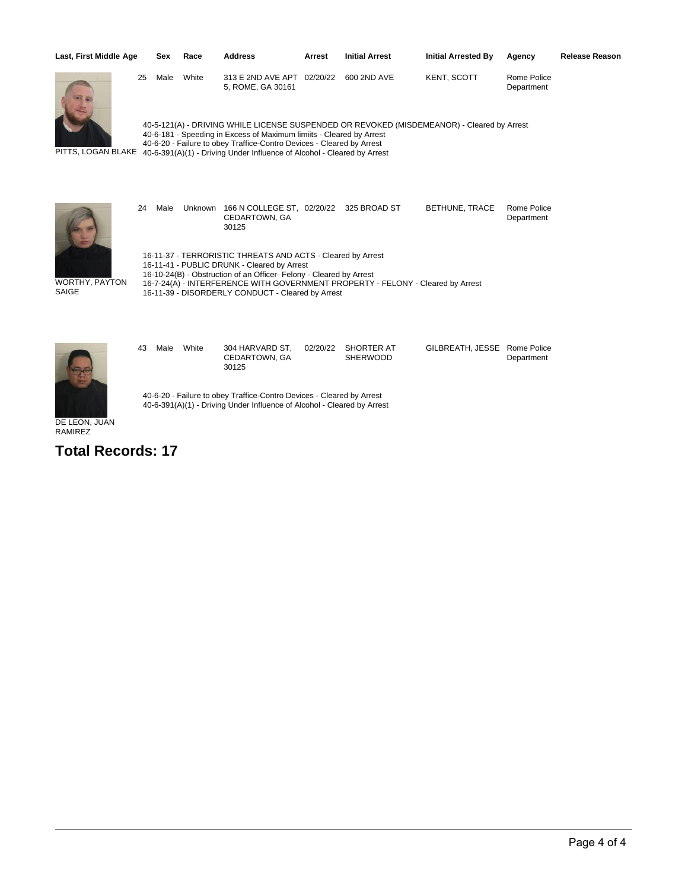| Last, First Middle | Age | Sex | Race | Address | Arrest | Initial Arrest | Initial Arrested By | Agency | Release Reason |
|---|---|---|---|---|---|---|---|---|---|
| PITTS, LOGAN BLAKE | 25 | Male | White | 313 E 2ND AVE APT 5, ROME, GA 30161 | 02/20/22 | 600 2ND AVE | KENT, SCOTT | Rome Police Department | |

40-5-121(A) - DRIVING WHILE LICENSE SUSPENDED OR REVOKED (MISDEMEANOR) - Cleared by Arrest
40-6-181 - Speeding in Excess of Maximum limiits - Cleared by Arrest
40-6-20 - Failure to obey Traffice-Contro Devices - Cleared by Arrest
40-6-391(A)(1) - Driving Under Influence of Alcohol - Cleared by Arrest

| Last, First Middle | Age | Sex | Race | Address | Arrest | Initial Arrest | Initial Arrested By | Agency | Release Reason |
|---|---|---|---|---|---|---|---|---|---|
| WORTHY, PAYTON SAIGE | 24 | Male | Unknown | 166 N COLLEGE ST, CEDARTOWN, GA 30125 | 02/20/22 | 325 BROAD ST | BETHUNE, TRACE | Rome Police Department | |

16-11-37 - TERRORISTIC THREATS AND ACTS - Cleared by Arrest
16-11-41 - PUBLIC DRUNK - Cleared by Arrest
16-10-24(B) - Obstruction of an Officer- Felony - Cleared by Arrest
16-7-24(A) - INTERFERENCE WITH GOVERNMENT PROPERTY - FELONY - Cleared by Arrest
16-11-39 - DISORDERLY CONDUCT - Cleared by Arrest

| Last, First Middle | Age | Sex | Race | Address | Arrest | Initial Arrest | Initial Arrested By | Agency | Release Reason |
|---|---|---|---|---|---|---|---|---|---|
| DE LEON, JUAN RAMIREZ | 43 | Male | White | 304 HARVARD ST, CEDARTOWN, GA 30125 | 02/20/22 | SHORTER AT SHERWOOD | GILBREATH, JESSE | Rome Police Department | |

40-6-20 - Failure to obey Traffice-Contro Devices - Cleared by Arrest
40-6-391(A)(1) - Driving Under Influence of Alcohol - Cleared by Arrest

## Total Records: 17